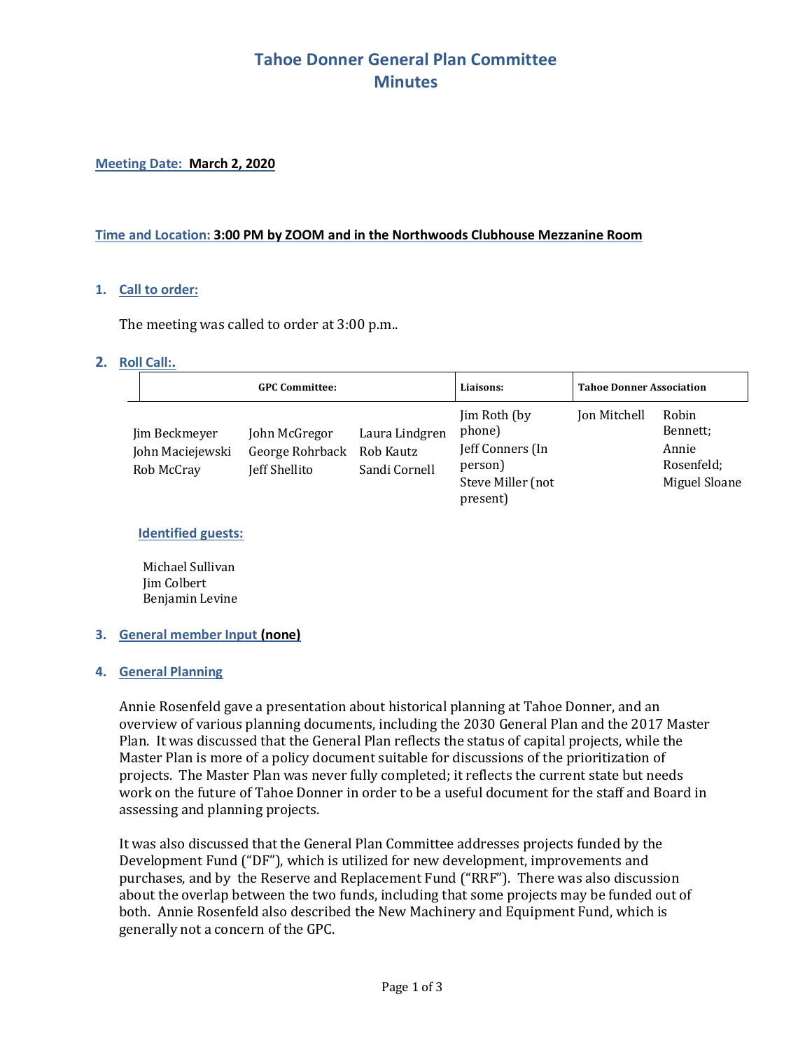# Tahoe Donner General Plan Committee
# Minutes

**Meeting Date: March 2, 2020**

**Time and Location: 3:00 PM by ZOOM and in the Northwoods Clubhouse Mezzanine Room**

1. **Call to order:**

   The meeting was called to order at 3:00 p.m..

2. **Roll Call:.**

| GPC Committee: | | | Liaisons: | Tahoe Donner Association | |
|---|---|---|---|---|---|
| Jim Beckmeyer<br>John Maciejewski<br>Rob McCray | John McGregor<br>George Rohrback<br>Jeff Shellito | Laura Lindgren<br>Rob Kautz<br>Sandi Cornell | Jim Roth (by phone)<br>Jeff Conners (In person)<br>Steve Miller (not present) | Jon Mitchell | Robin Bennett;<br>Annie Rosenfeld;<br>Miguel Sloane |

   **Identified guests:**

   Michael Sullivan
   Jim Colbert
   Benjamin Levine

3. **General member Input (none)**

4. **General Planning**

   Annie Rosenfeld gave a presentation about historical planning at Tahoe Donner, and an overview of various planning documents, including the 2030 General Plan and the 2017 Master Plan. It was discussed that the General Plan reflects the status of capital projects, while the Master Plan is more of a policy document suitable for discussions of the prioritization of projects. The Master Plan was never fully completed; it reflects the current state but needs work on the future of Tahoe Donner in order to be a useful document for the staff and Board in assessing and planning projects.

   It was also discussed that the General Plan Committee addresses projects funded by the Development Fund ("DF"), which is utilized for new development, improvements and purchases, and by the Reserve and Replacement Fund ("RRF"). There was also discussion about the overlap between the two funds, including that some projects may be funded out of both. Annie Rosenfeld also described the New Machinery and Equipment Fund, which is generally not a concern of the GPC.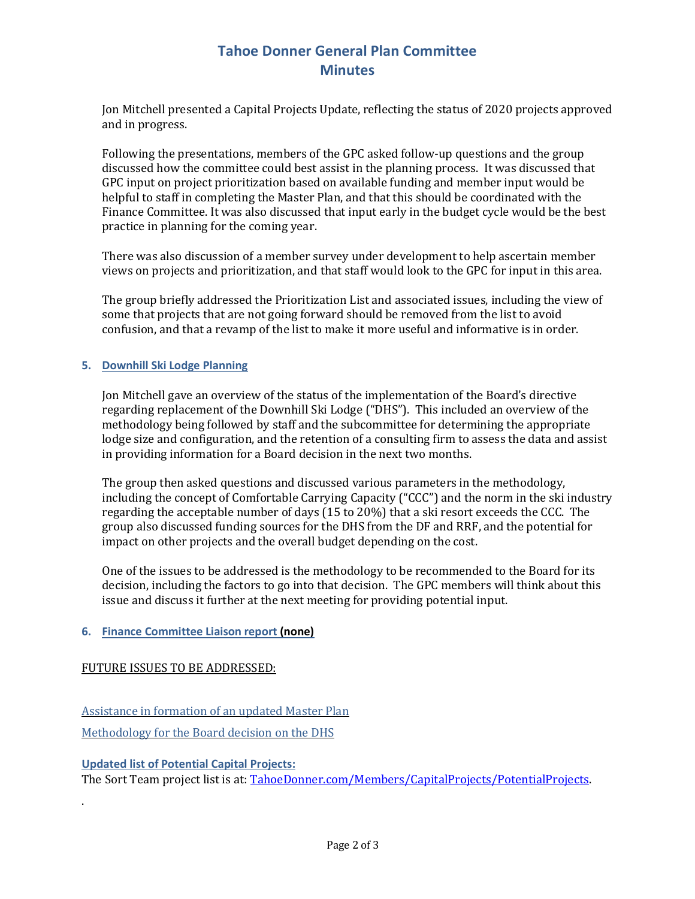Jon Mitchell presented a Capital Projects Update, reflecting the status of 2020 projects approved and in progress.

Following the presentations, members of the GPC asked follow-up questions and the group discussed how the committee could best assist in the planning process. It was discussed that GPC input on project prioritization based on available funding and member input would be helpful to staff in completing the Master Plan, and that this should be coordinated with the Finance Committee. It was also discussed that input early in the budget cycle would be the best practice in planning for the coming year.

There was also discussion of a member survey under development to help ascertain member views on projects and prioritization, and that staff would look to the GPC for input in this area.

The group briefly addressed the Prioritization List and associated issues, including the view of some that projects that are not going forward should be removed from the list to avoid confusion, and that a revamp of the list to make it more useful and informative is in order.

### 5. Downhill Ski Lodge Planning

Jon Mitchell gave an overview of the status of the implementation of the Board's directive regarding replacement of the Downhill Ski Lodge ("DHS"). This included an overview of the methodology being followed by staff and the subcommittee for determining the appropriate lodge size and configuration, and the retention of a consulting firm to assess the data and assist in providing information for a Board decision in the next two months.

The group then asked questions and discussed various parameters in the methodology, including the concept of Comfortable Carrying Capacity ("CCC") and the norm in the ski industry regarding the acceptable number of days (15 to 20%) that a ski resort exceeds the CCC. The group also discussed funding sources for the DHS from the DF and RRF, and the potential for impact on other projects and the overall budget depending on the cost.

One of the issues to be addressed is the methodology to be recommended to the Board for its decision, including the factors to go into that decision. The GPC members will think about this issue and discuss it further at the next meeting for providing potential input.

### 6. Finance Committee Liaison report **(none)**

FUTURE ISSUES TO BE ADDRESSED:

Assistance in formation of an updated Master Plan

Methodology for the Board decision on the DHS

**Updated list of Potential Capital Projects:**
The Sort Team project list is at: TahoeDonner.com/Members/CapitalProjects/PotentialProjects.

.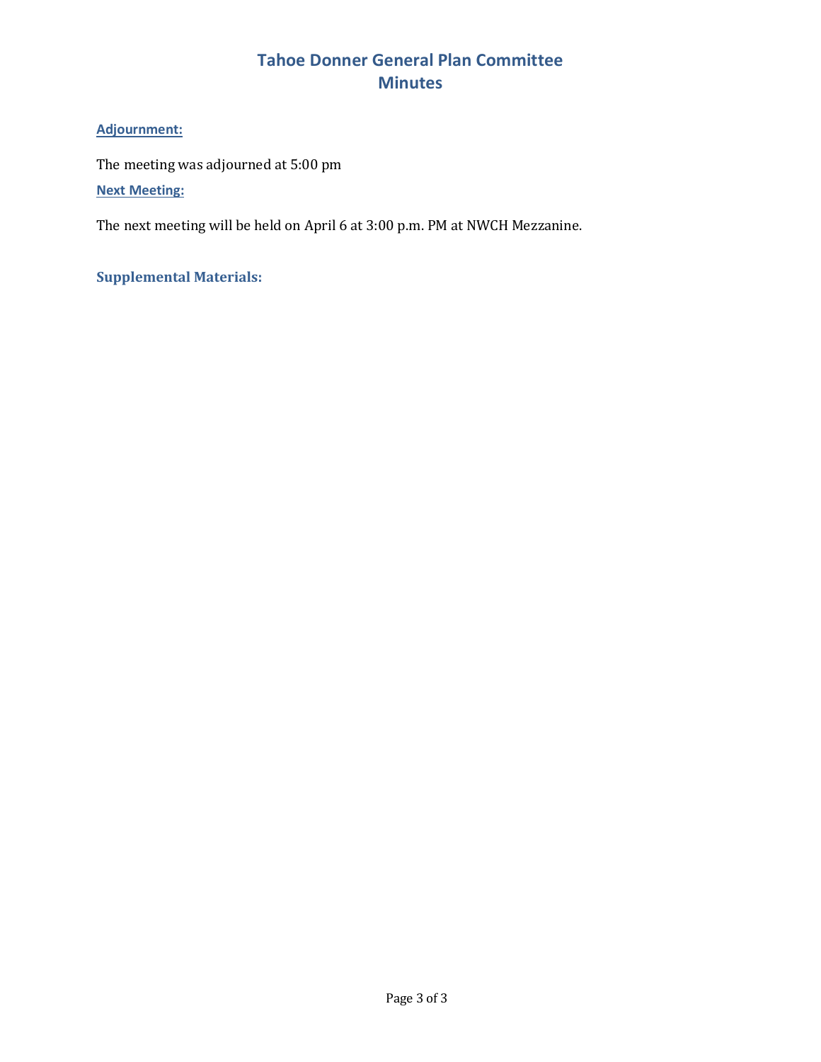# Tahoe Donner General Plan Committee
# Minutes

**Adjournment:**

The meeting was adjourned at 5:00 pm

**Next Meeting:**

The next meeting will be held on April 6 at 3:00 p.m. PM at NWCH Mezzanine.

**Supplemental Materials:**